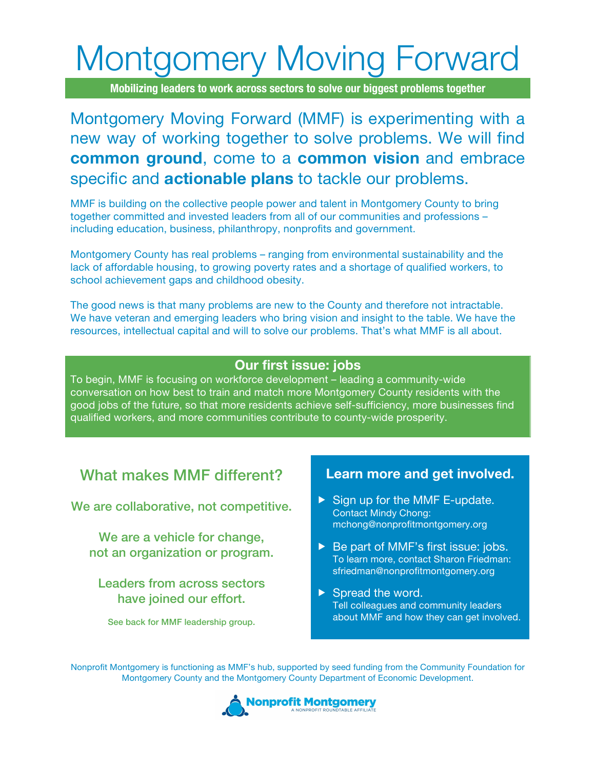# Montgomery Moving Forward

**Mobilizing leaders to work across sectors to solve our biggest problems together**

## Montgomery Moving Forward (MMF) is experimenting with a new way of working together to solve problems. We will find **common ground**, come to a **common vision** and embrace specific and **actionable plans** to tackle our problems.

MMF is building on the collective people power and talent in Montgomery County to bring together committed and invested leaders from all of our communities and professions – including education, business, philanthropy, nonprofits and government.

Montgomery County has real problems – ranging from environmental sustainability and the lack of affordable housing, to growing poverty rates and a shortage of qualified workers, to school achievement gaps and childhood obesity.

The good news is that many problems are new to the County and therefore not intractable. We have veteran and emerging leaders who bring vision and insight to the table. We have the resources, intellectual capital and will to solve our problems. That's what MMF is all about.

### Our first issue: jobs

To begin, MMF is focusing on workforce development – leading a community-wide conversation on how best to train and match more Montgomery County residents with the good jobs of the future, so that more residents achieve self-sufficiency, more businesses find qualified workers, and more communities contribute to county-wide prosperity.

### What makes MMF different?

**We are collaborative, not competitive.**

**We are a vehicle for change, not an organization or program.**

**Leaders from across sectors have joined our effort.**

See back for MMF leadership group.

### Learn more and get involved.

- Sign up for the MMF E-update.
  Contact Mindy Chong: mchong@nonprofitmontgomery.org
- Be part of MMF's first issue: jobs.
  To learn more, contact Sharon Friedman: sfriedman@nonprofitmontgomery.org
- Spread the word.
  Tell colleagues and community leaders about MMF and how they can get involved.

Nonprofit Montgomery is functioning as MMF's hub, supported by seed funding from the Community Foundation for Montgomery County and the Montgomery County Department of Economic Development.

Nonprofit Montgomery
A NONPROFIT ROUNDTABLE AFFILIATE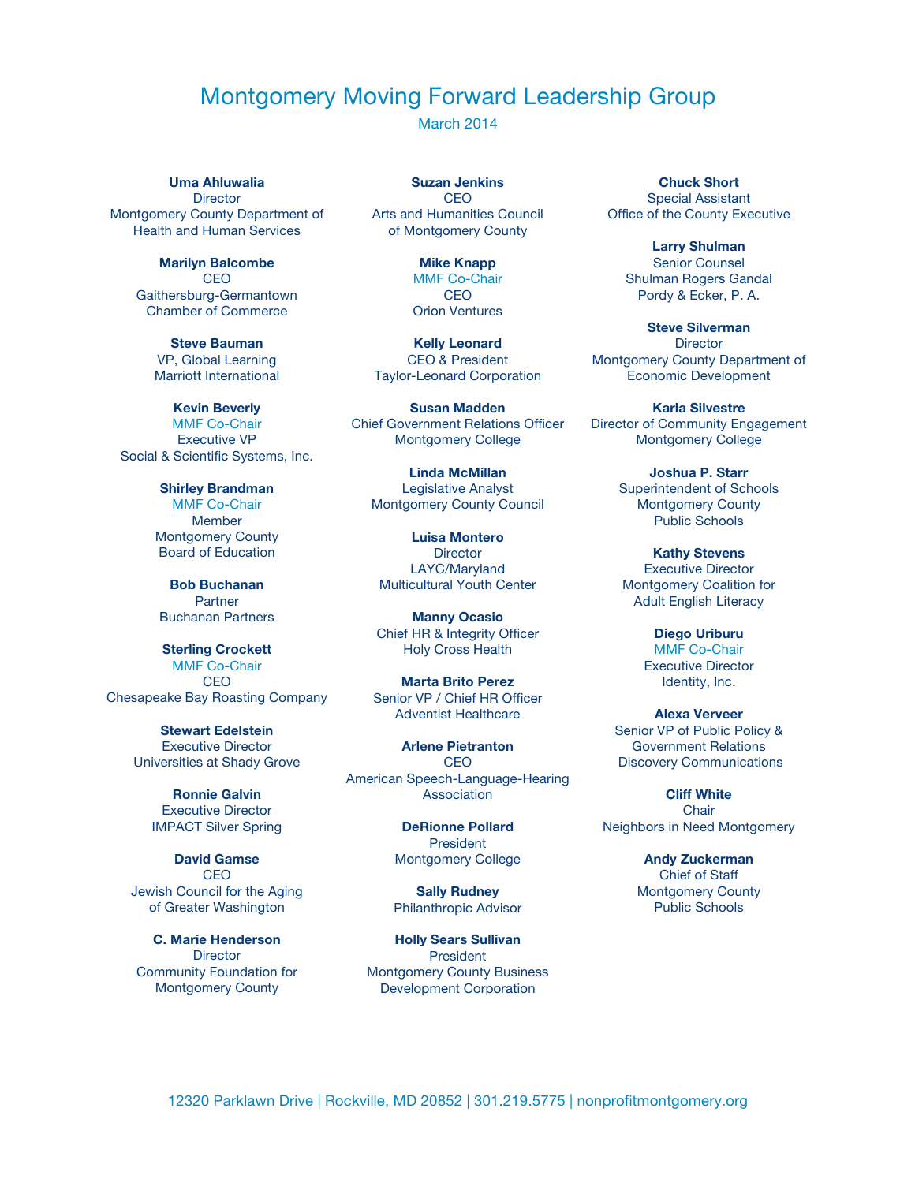# Montgomery Moving Forward Leadership Group

March 2014

**Uma Ahluwalia**
Director
Montgomery County Department of Health and Human Services

**Marilyn Balcombe**
CEO
Gaithersburg-Germantown Chamber of Commerce

**Steve Bauman**
VP, Global Learning
Marriott International

**Kevin Beverly**
MMF Co-Chair
Executive VP
Social & Scientific Systems, Inc.

**Shirley Brandman**
MMF Co-Chair
Member
Montgomery County Board of Education

**Bob Buchanan**
Partner
Buchanan Partners

**Sterling Crockett**
MMF Co-Chair
CEO
Chesapeake Bay Roasting Company

**Stewart Edelstein**
Executive Director
Universities at Shady Grove

**Ronnie Galvin**
Executive Director
IMPACT Silver Spring

**David Gamse**
CEO
Jewish Council for the Aging of Greater Washington

**C. Marie Henderson**
Director
Community Foundation for Montgomery County

**Suzan Jenkins**
CEO
Arts and Humanities Council of Montgomery County

**Mike Knapp**
MMF Co-Chair
CEO
Orion Ventures

**Kelly Leonard**
CEO & President
Taylor-Leonard Corporation

**Susan Madden**
Chief Government Relations Officer
Montgomery College

**Linda McMillan**
Legislative Analyst
Montgomery County Council

**Luisa Montero**
Director
LAYC/Maryland Multicultural Youth Center

**Manny Ocasio**
Chief HR & Integrity Officer
Holy Cross Health

**Marta Brito Perez**
Senior VP / Chief HR Officer
Adventist Healthcare

**Arlene Pietranton**
CEO
American Speech-Language-Hearing Association

**DeRionne Pollard**
President
Montgomery College

**Sally Rudney**
Philanthropic Advisor

**Holly Sears Sullivan**
President
Montgomery County Business Development Corporation

**Chuck Short**
Special Assistant
Office of the County Executive

**Larry Shulman**
Senior Counsel
Shulman Rogers Gandal Pordy & Ecker, P. A.

**Steve Silverman**
Director
Montgomery County Department of Economic Development

**Karla Silvestre**
Director of Community Engagement
Montgomery College

**Joshua P. Starr**
Superintendent of Schools
Montgomery County Public Schools

**Kathy Stevens**
Executive Director
Montgomery Coalition for Adult English Literacy

**Diego Uriburu**
MMF Co-Chair
Executive Director
Identity, Inc.

**Alexa Verveer**
Senior VP of Public Policy & Government Relations
Discovery Communications

**Cliff White**
Chair
Neighbors in Need Montgomery

**Andy Zuckerman**
Chief of Staff
Montgomery County Public Schools

12320 Parklawn Drive | Rockville, MD 20852 | 301.219.5775 | nonprofitmontgomery.org